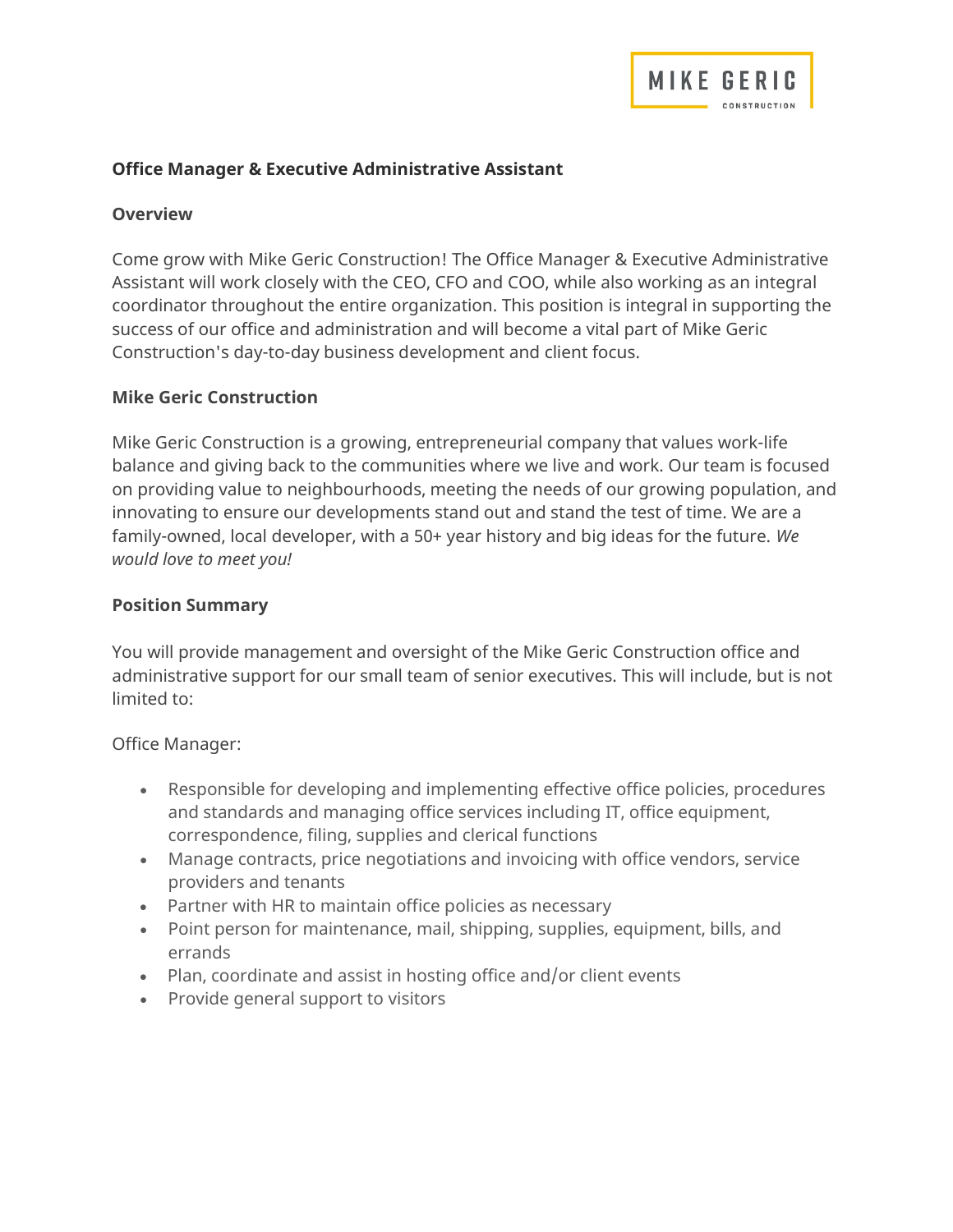MIKE GERIC
CONSTRUCTION

## Office Manager & Executive Administrative Assistant

### Overview

Come grow with Mike Geric Construction! The Office Manager & Executive Administrative Assistant will work closely with the CEO, CFO and COO, while also working as an integral coordinator throughout the entire organization. This position is integral in supporting the success of our office and administration and will become a vital part of Mike Geric Construction's day-to-day business development and client focus.

### Mike Geric Construction

Mike Geric Construction is a growing, entrepreneurial company that values work-life balance and giving back to the communities where we live and work. Our team is focused on providing value to neighbourhoods, meeting the needs of our growing population, and innovating to ensure our developments stand out and stand the test of time. We are a family-owned, local developer, with a 50+ year history and big ideas for the future. *We would love to meet you!*

### Position Summary

You will provide management and oversight of the Mike Geric Construction office and administrative support for our small team of senior executives. This will include, but is not limited to:

Office Manager:

- Responsible for developing and implementing effective office policies, procedures and standards and managing office services including IT, office equipment, correspondence, filing, supplies and clerical functions
- Manage contracts, price negotiations and invoicing with office vendors, service providers and tenants
- Partner with HR to maintain office policies as necessary
- Point person for maintenance, mail, shipping, supplies, equipment, bills, and errands
- Plan, coordinate and assist in hosting office and/or client events
- Provide general support to visitors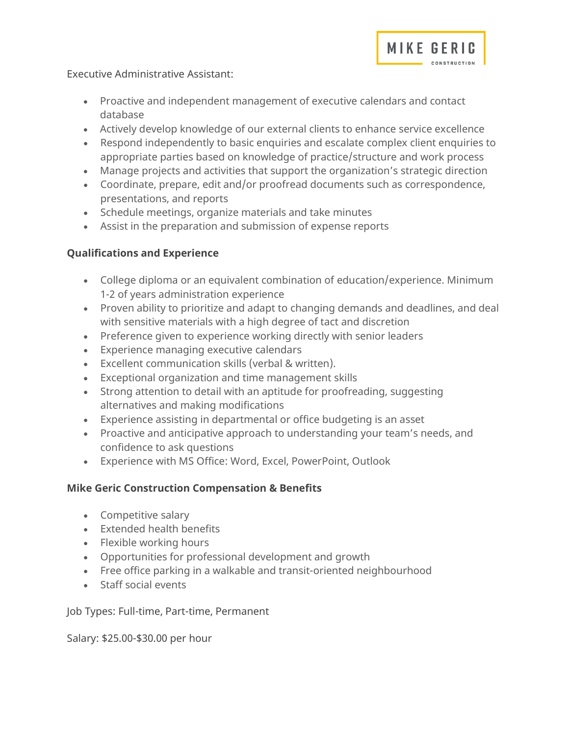MIKE GERIC
CONSTRUCTION

Executive Administrative Assistant:

- Proactive and independent management of executive calendars and contact database
- Actively develop knowledge of our external clients to enhance service excellence
- Respond independently to basic enquiries and escalate complex client enquiries to appropriate parties based on knowledge of practice/structure and work process
- Manage projects and activities that support the organization's strategic direction
- Coordinate, prepare, edit and/or proofread documents such as correspondence, presentations, and reports
- Schedule meetings, organize materials and take minutes
- Assist in the preparation and submission of expense reports

**Qualifications and Experience**

- College diploma or an equivalent combination of education/experience. Minimum 1-2 of years administration experience
- Proven ability to prioritize and adapt to changing demands and deadlines, and deal with sensitive materials with a high degree of tact and discretion
- Preference given to experience working directly with senior leaders
- Experience managing executive calendars
- Excellent communication skills (verbal & written).
- Exceptional organization and time management skills
- Strong attention to detail with an aptitude for proofreading, suggesting alternatives and making modifications
- Experience assisting in departmental or office budgeting is an asset
- Proactive and anticipative approach to understanding your team's needs, and confidence to ask questions
- Experience with MS Office: Word, Excel, PowerPoint, Outlook

**Mike Geric Construction Compensation & Benefits**

- Competitive salary
- Extended health benefits
- Flexible working hours
- Opportunities for professional development and growth
- Free office parking in a walkable and transit-oriented neighbourhood
- Staff social events

Job Types: Full-time, Part-time, Permanent

Salary: $25.00-$30.00 per hour